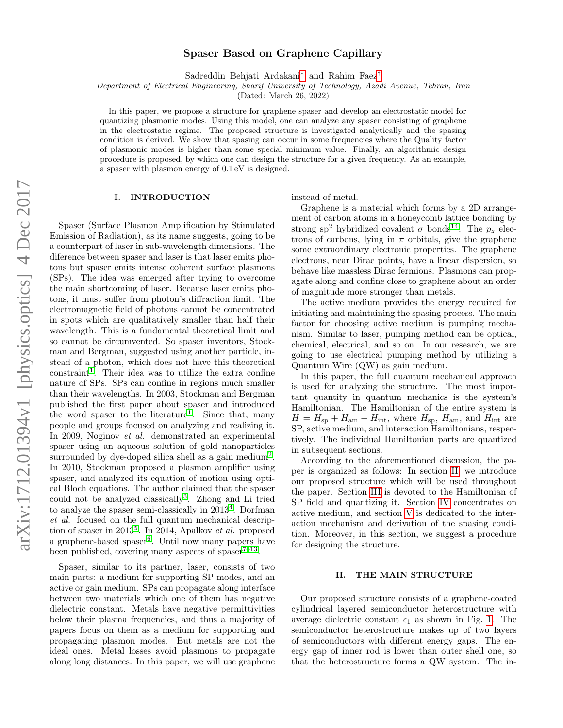# Spaser Based on Graphene Capillary

Sadreddin Behjati Ardakani[*] and Rahim Faez[†]

*Department of Electrical Engineering, Sharif University of Technology, Azadi Avenue, Tehran, Iran*

(Dated: March 26, 2022)

In this paper, we propose a structure for graphene spaser and develop an electrostatic model for quantizing plasmonic modes. Using this model, one can analyze any spaser consisting of graphene in the electrostatic regime. The proposed structure is investigated analytically and the spasing condition is derived. We show that spasing can occur in some frequencies where the Quality factor of plasmonic modes is higher than some special minimum value. Finally, an algorithmic design procedure is proposed, by which one can design the structure for a given frequency. As an example, a spaser with plasmon energy of 0.1 eV is designed.

## I. INTRODUCTION

Spaser (Surface Plasmon Amplification by Stimulated Emission of Radiation), as its name suggests, going to be a counterpart of laser in sub-wavelength dimensions. The diference between spaser and laser is that laser emits photons but spaser emits intense coherent surface plasmons (SPs). The idea was emerged after trying to overcome the main shortcoming of laser. Because laser emits photons, it must suffer from photon's diffraction limit. The electromagnetic field of photons cannot be concentrated in spots which are qualitatively smaller than half their wavelength. This is a fundamental theoretical limit and so cannot be circumvented. So spaser inventors, Stockman and Bergman, suggested using another particle, instead of a photon, which does not have this theoretical constraint[1]. Their idea was to utilize the extra confine nature of SPs. SPs can confine in regions much smaller than their wavelengths. In 2003, Stockman and Bergman published the first paper about spaser and introduced the word spaser to the literature[1]. Since that, many people and groups focused on analyzing and realizing it. In 2009, Noginov *et al.* demonstrated an experimental spaser using an aqueous solution of gold nanoparticles surrounded by dye-doped silica shell as a gain medium[2]. In 2010, Stockman proposed a plasmon amplifier using spaser, and analyzed its equation of motion using optical Bloch equations. The author claimed that the spaser could not be analyzed classically[3]. Zhong and Li tried to analyze the spaser semi-classically in 2013[4]. Dorfman *et al.* focused on the full quantum mechanical description of spaser in 2013[5]. In 2014, Apalkov *et al.* proposed a graphene-based spaser[6]. Until now many papers have been published, covering many aspects of spaser[7–13].

Spaser, similar to its partner, laser, consists of two main parts: a medium for supporting SP modes, and an active or gain medium. SPs can propagate along interface between two materials which one of them has negative dielectric constant. Metals have negative permittivities below their plasma frequencies, and thus a majority of papers focus on them as a medium for supporting and propagating plasmon modes. But metals are not the ideal ones. Metal losses avoid plasmons to propagate along long distances. In this paper, we will use graphene instead of metal.

Graphene is a material which forms by a 2D arrangement of carbon atoms in a honeycomb lattice bonding by strong sp$^2$ hybridized covalent $\sigma$ bonds[14]. The $p_z$ electrons of carbons, lying in $\pi$ orbitals, give the graphene some extraordinary electronic properties. The graphene electrons, near Dirac points, have a linear dispersion, so behave like massless Dirac fermions. Plasmons can propagate along and confine close to graphene about an order of magnitude more stronger than metals.

The active medium provides the energy required for initiating and maintaining the spasing process. The main factor for choosing active medium is pumping mechanism. Similar to laser, pumping method can be optical, chemical, electrical, and so on. In our research, we are going to use electrical pumping method by utilizing a Quantum Wire (QW) as gain medium.

In this paper, the full quantum mechanical approach is used for analyzing the structure. The most important quantity in quantum mechanics is the system's Hamiltonian. The Hamiltonian of the entire system is $H = H_{\mathrm{sp}} + H_{\mathrm{am}} + H_{\mathrm{int}}$, where $H_{\mathrm{sp}}$, $H_{\mathrm{am}}$, and $H_{\mathrm{int}}$ are SP, active medium, and interaction Hamiltonians, respectively. The individual Hamiltonian parts are quantized in subsequent sections.

According to the aforementioned discussion, the paper is organized as follows: In section II, we introduce our proposed structure which will be used throughout the paper. Section III is devoted to the Hamiltonian of SP field and quantizing it. Section IV concentrates on active medium, and section V is dedicated to the interaction mechanism and derivation of the spasing condition. Moreover, in this section, we suggest a procedure for designing the structure.

## II. THE MAIN STRUCTURE

Our proposed structure consists of a graphene-coated cylindrical layered semiconductor heterostructure with average dielectric constant $\epsilon_1$ as shown in Fig. 1. The semiconductor heterostructure makes up of two layers of semiconductors with different energy gaps. The energy gap of inner rod is lower than outer shell one, so that the heterostructure forms a QW system. The in-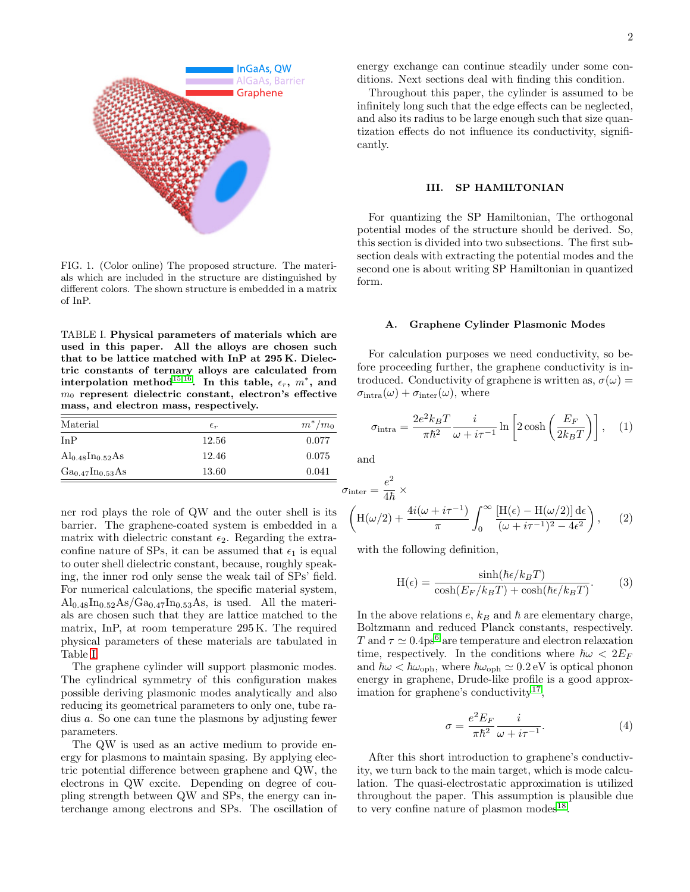FIG. 1. (Color online) The proposed structure. The materials which are included in the structure are distinguished by different colors. The shown structure is embedded in a matrix of InP.

TABLE I. **Physical parameters of materials which are used in this paper. All the alloys are chosen such that to be lattice matched with InP at 295 K. Dielectric constants of ternary alloys are calculated from interpolation method[15,16]. In this table, $\epsilon_r$, $m^*$, and $m_0$ represent dielectric constant, electron's effective mass, and electron mass, respectively.**

| Material | $\epsilon_r$ | $m^*/m_0$ |
|---|---|---|
| InP | 12.56 | 0.077 |
| $Al_{0.48}In_{0.52}As$ | 12.46 | 0.075 |
| $Ga_{0.47}In_{0.53}As$ | 13.60 | 0.041 |

ner rod plays the role of QW and the outer shell is its barrier. The graphene-coated system is embedded in a matrix with dielectric constant $\epsilon_2$. Regarding the extra-confine nature of SPs, it can be assumed that $\epsilon_1$ is equal to outer shell dielectric constant, because, roughly speaking, the inner rod only sense the weak tail of SPs' field. For numerical calculations, the specific material system, $Al_{0.48}In_{0.52}As/Ga_{0.47}In_{0.53}As$, is used. All the materials are chosen such that they are lattice matched to the matrix, InP, at room temperature 295 K. The required physical parameters of these materials are tabulated in Table I.

The graphene cylinder will support plasmonic modes. The cylindrical symmetry of this configuration makes possible deriving plasmonic modes analytically and also reducing its geometrical parameters to only one, tube radius $a$. So one can tune the plasmons by adjusting fewer parameters.

The QW is used as an active medium to provide energy for plasmons to maintain spasing. By applying electric potential difference between graphene and QW, the electrons in QW excite. Depending on degree of coupling strength between QW and SPs, the energy can interchange among electrons and SPs. The oscillation of energy exchange can continue steadily under some conditions. Next sections deal with finding this condition.

Throughout this paper, the cylinder is assumed to be infinitely long such that the edge effects can be neglected, and also its radius to be large enough such that size quantization effects do not influence its conductivity, significantly.

## III. SP HAMILTONIAN

For quantizing the SP Hamiltonian, The orthogonal potential modes of the structure should be derived. So, this section is divided into two subsections. The first subsection deals with extracting the potential modes and the second one is about writing SP Hamiltonian in quantized form.

### A. Graphene Cylinder Plasmonic Modes

For calculation purposes we need conductivity, so before proceeding further, the graphene conductivity is introduced. Conductivity of graphene is written as, $\sigma(\omega) = \sigma_{\text{intra}}(\omega) + \sigma_{\text{inter}}(\omega)$, where

$$\sigma_{\text{intra}} = \frac{2e^2 k_B T}{\pi\hbar^2}\frac{i}{\omega + i\tau^{-1}} \ln\left[2\cosh\left(\frac{E_F}{2k_B T}\right)\right], \quad (1)$$

and

$$\sigma_{\text{inter}} = \frac{e^2}{4\hbar} \times \left(\mathrm{H}(\omega/2) + \frac{4i(\omega + i\tau^{-1})}{\pi}\int_0^\infty \frac{[\mathrm{H}(\epsilon) - \mathrm{H}(\omega/2)]\,\mathrm{d}\epsilon}{(\omega + i\tau^{-1})^2 - 4\epsilon^2}\right), \quad (2)$$

with the following definition,

$$\mathrm{H}(\epsilon) = \frac{\sinh(\hbar\epsilon/k_B T)}{\cosh(E_F/k_B T) + \cosh(\hbar\epsilon/k_B T)}. \quad (3)$$

In the above relations $e$, $k_B$ and $\hbar$ are elementary charge, Boltzmann and reduced Planck constants, respectively. $T$ and $\tau \simeq 0.4$ps[6] are temperature and electron relaxation time, respectively. In the conditions where $\hbar\omega < 2E_F$ and $\hbar\omega < \hbar\omega_{\text{oph}}$, where $\hbar\omega_{\text{oph}} \simeq 0.2$ eV is optical phonon energy in graphene, Drude-like profile is a good approximation for graphene's conductivity[17],

$$\sigma = \frac{e^2 E_F}{\pi\hbar^2}\frac{i}{\omega + i\tau^{-1}}. \quad (4)$$

After this short introduction to graphene's conductivity, we turn back to the main target, which is mode calculation. The quasi-electrostatic approximation is utilized throughout the paper. This assumption is plausible due to very confine nature of plasmon modes[18].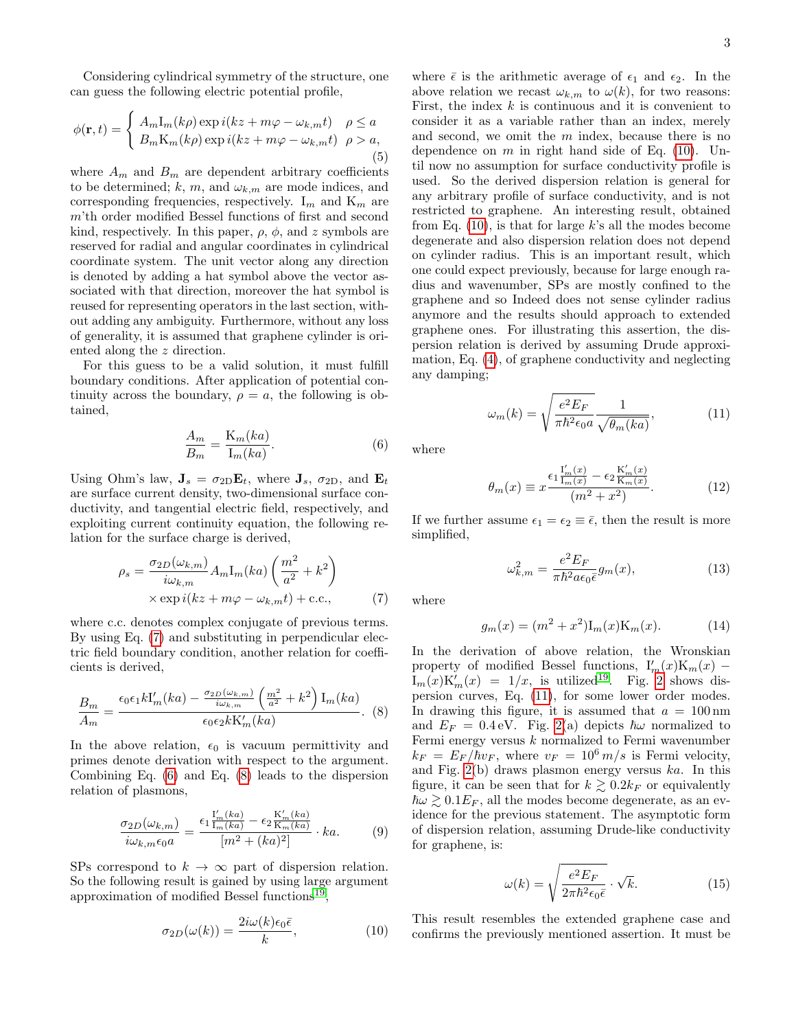Considering cylindrical symmetry of the structure, one can guess the following electric potential profile,

$$\phi(\mathbf{r},t) = \begin{cases} A_m \mathrm{I}_m(k\rho)\exp i(kz + m\varphi - \omega_{k,m}t) & \rho \le a \\ B_m \mathrm{K}_m(k\rho)\exp i(kz + m\varphi - \omega_{k,m}t) & \rho > a, \end{cases} \tag{5}$$

where $A_m$ and $B_m$ are dependent arbitrary coefficients to be determined; $k$, $m$, and $\omega_{k,m}$ are mode indices, and corresponding frequencies, respectively. $\mathrm{I}_m$ and $\mathrm{K}_m$ are $m$'th order modified Bessel functions of first and second kind, respectively. In this paper, $\rho$, $\phi$, and $z$ symbols are reserved for radial and angular coordinates in cylindrical coordinate system. The unit vector along any direction is denoted by adding a hat symbol above the vector associated with that direction, moreover the hat symbol is reused for representing operators in the last section, without adding any ambiguity. Furthermore, without any loss of generality, it is assumed that graphene cylinder is oriented along the $z$ direction.

For this guess to be a valid solution, it must fulfill boundary conditions. After application of potential continuity across the boundary, $\rho = a$, the following is obtained,

$$\frac{A_m}{B_m} = \frac{\mathrm{K}_m(ka)}{\mathrm{I}_m(ka)}. \tag{6}$$

Using Ohm's law, $\mathbf{J}_s = \sigma_{\mathrm{2D}}\mathbf{E}_t$, where $\mathbf{J}_s$, $\sigma_{\mathrm{2D}}$, and $\mathbf{E}_t$ are surface current density, two-dimensional surface conductivity, and tangential electric field, respectively, and exploiting current continuity equation, the following relation for the surface charge is derived,

$$\rho_s = \frac{\sigma_{2D}(\omega_{k,m})}{i\omega_{k,m}} A_m \mathrm{I}_m(ka)\left(\frac{m^2}{a^2} + k^2\right) \times \exp i(kz + m\varphi - \omega_{k,m}t) + \text{c.c.}, \tag{7}$$

where c.c. denotes complex conjugate of previous terms. By using Eq. (7) and substituting in perpendicular electric field boundary condition, another relation for coefficients is derived,

$$\frac{B_m}{A_m} = \frac{\epsilon_0\epsilon_1 k \mathrm{I}'_m(ka) - \frac{\sigma_{2D}(\omega_{k,m})}{i\omega_{k,m}}\left(\frac{m^2}{a^2} + k^2\right)\mathrm{I}_m(ka)}{\epsilon_0\epsilon_2 k \mathrm{K}'_m(ka)}. \tag{8}$$

In the above relation, $\epsilon_0$ is vacuum permittivity and primes denote derivation with respect to the argument. Combining Eq. (6) and Eq. (8) leads to the dispersion relation of plasmons,

$$\frac{\sigma_{2D}(\omega_{k,m})}{i\omega_{k,m}\epsilon_0 a} = \frac{\epsilon_1 \frac{\mathrm{I}'_m(ka)}{\mathrm{I}_m(ka)} - \epsilon_2 \frac{\mathrm{K}'_m(ka)}{\mathrm{K}_m(ka)}}{[m^2 + (ka)^2]} \cdot ka. \tag{9}$$

SPs correspond to $k \to \infty$ part of dispersion relation. So the following result is gained by using large argument approximation of modified Bessel functions[19],

$$\sigma_{2D}(\omega(k)) = \frac{2i\omega(k)\epsilon_0\bar{\epsilon}}{k}, \tag{10}$$

where $\bar{\epsilon}$ is the arithmetic average of $\epsilon_1$ and $\epsilon_2$. In the above relation we recast $\omega_{k,m}$ to $\omega(k)$, for two reasons: First, the index $k$ is continuous and it is convenient to consider it as a variable rather than an index, merely and second, we omit the $m$ index, because there is no dependence on $m$ in right hand side of Eq. (10). Until now no assumption for surface conductivity profile is used. So the derived dispersion relation is general for any arbitrary profile of surface conductivity, and is not restricted to graphene. An interesting result, obtained from Eq. (10), is that for large $k$'s all the modes become degenerate and also dispersion relation does not depend on cylinder radius. This is an important result, which one could expect previously, because for large enough radius and wavenumber, SPs are mostly confined to the graphene and so Indeed does not sense cylinder radius anymore and the results should approach to extended graphene ones. For illustrating this assertion, the dispersion relation is derived by assuming Drude approximation, Eq. (4), of graphene conductivity and neglecting any damping;

$$\omega_m(k) = \sqrt{\frac{e^2 E_F}{\pi\hbar^2\epsilon_0 a}}\frac{1}{\sqrt{\theta_m(ka)}}, \tag{11}$$

where

$$\theta_m(x) \equiv x\frac{\epsilon_1\frac{\mathrm{I}'_m(x)}{\mathrm{I}_m(x)} - \epsilon_2\frac{\mathrm{K}'_m(x)}{\mathrm{K}_m(x)}}{(m^2 + x^2)}. \tag{12}$$

If we further assume $\epsilon_1 = \epsilon_2 \equiv \bar{\epsilon}$, then the result is more simplified,

$$\omega_{k,m}^2 = \frac{e^2 E_F}{\pi\hbar^2 a\epsilon_0\bar{\epsilon}} g_m(x), \tag{13}$$

where

$$g_m(x) = (m^2 + x^2)\mathrm{I}_m(x)\mathrm{K}_m(x). \tag{14}$$

In the derivation of above relation, the Wronskian property of modified Bessel functions, $\mathrm{I}'_m(x)\mathrm{K}_m(x) - \mathrm{I}_m(x)\mathrm{K}'_m(x) = 1/x$, is utilized[19]. Fig. 2 shows dispersion curves, Eq. (11), for some lower order modes. In drawing this figure, it is assumed that $a = 100\,\mathrm{nm}$ and $E_F = 0.4\,\mathrm{eV}$. Fig. 2(a) depicts $\hbar\omega$ normalized to Fermi energy versus $k$ normalized to Fermi wavenumber $k_F = E_F/\hbar v_F$, where $v_F = 10^6\,m/s$ is Fermi velocity, and Fig. 2(b) draws plasmon energy versus $ka$. In this figure, it can be seen that for $k \gtrsim 0.2k_F$ or equivalently $\hbar\omega \gtrsim 0.1E_F$, all the modes become degenerate, as an evidence for the previous statement. The asymptotic form of dispersion relation, assuming Drude-like conductivity for graphene, is:

$$\omega(k) = \sqrt{\frac{e^2 E_F}{2\pi\hbar^2\epsilon_0\bar{\epsilon}}} \cdot \sqrt{k}. \tag{15}$$

This result resembles the extended graphene case and confirms the previously mentioned assertion. It must be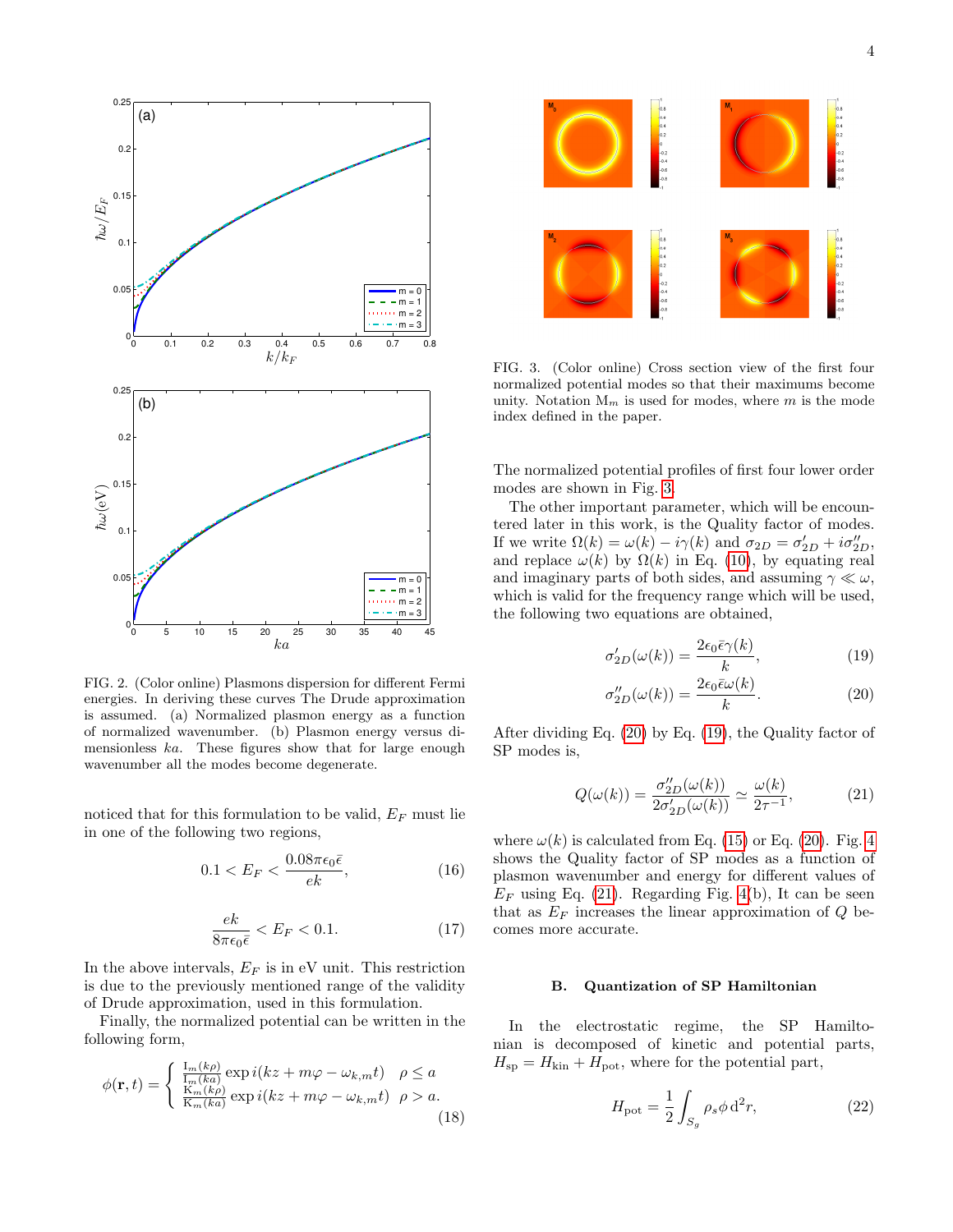FIG. 2. (Color online) Plasmons dispersion for different Fermi energies. In deriving these curves The Drude approximation is assumed. (a) Normalized plasmon energy as a function of normalized wavenumber. (b) Plasmon energy versus dimensionless $ka$. These figures show that for large enough wavenumber all the modes become degenerate.

noticed that for this formulation to be valid, $E_F$ must lie in one of the following two regions,

$$0.1 < E_F < \frac{0.08\pi\epsilon_0\bar{\epsilon}}{ek}, \tag{16}$$

$$\frac{ek}{8\pi\epsilon_0\bar{\epsilon}} < E_F < 0.1. \tag{17}$$

In the above intervals, $E_F$ is in eV unit. This restriction is due to the previously mentioned range of the validity of Drude approximation, used in this formulation.

Finally, the normalized potential can be written in the following form,

$$\phi(\mathbf{r},t) = \begin{cases} \frac{\mathrm{I}_m(k\rho)}{\mathrm{I}_m(ka)} \exp i(kz + m\varphi - \omega_{k,m}t) & \rho \leq a \\ \frac{\mathrm{K}_m(k\rho)}{\mathrm{K}_m(ka)} \exp i(kz + m\varphi - \omega_{k,m}t) & \rho > a. \end{cases} \tag{18}$$

FIG. 3. (Color online) Cross section view of the first four normalized potential modes so that their maximums become unity. Notation $\mathrm{M}_m$ is used for modes, where $m$ is the mode index defined in the paper.

The normalized potential profiles of first four lower order modes are shown in Fig. 3.

The other important parameter, which will be encountered later in this work, is the Quality factor of modes. If we write $\Omega(k) = \omega(k) - i\gamma(k)$ and $\sigma_{2D} = \sigma'_{2D} + i\sigma''_{2D}$, and replace $\omega(k)$ by $\Omega(k)$ in Eq. (10), by equating real and imaginary parts of both sides, and assuming $\gamma \ll \omega$, which is valid for the frequency range which will be used, the following two equations are obtained,

$$\sigma'_{2D}(\omega(k)) = \frac{2\epsilon_0\bar{\epsilon}\gamma(k)}{k}, \tag{19}$$

$$\sigma''_{2D}(\omega(k)) = \frac{2\epsilon_0\bar{\epsilon}\omega(k)}{k}. \tag{20}$$

After dividing Eq. (20) by Eq. (19), the Quality factor of SP modes is,

$$Q(\omega(k)) = \frac{\sigma''_{2D}(\omega(k))}{2\sigma'_{2D}(\omega(k))} \simeq \frac{\omega(k)}{2\tau^{-1}}, \tag{21}$$

where $\omega(k)$ is calculated from Eq. (15) or Eq. (20). Fig. 4 shows the Quality factor of SP modes as a function of plasmon wavenumber and energy for different values of $E_F$ using Eq. (21). Regarding Fig. 4(b), It can be seen that as $E_F$ increases the linear approximation of $Q$ becomes more accurate.

### B. Quantization of SP Hamiltonian

In the electrostatic regime, the SP Hamiltonian is decomposed of kinetic and potential parts, $H_{\mathrm{sp}} = H_{\mathrm{kin}} + H_{\mathrm{pot}}$, where for the potential part,

$$H_{\mathrm{pot}} = \frac{1}{2}\int_{S_g} \rho_s \phi \, \mathrm{d}^2 r, \tag{22}$$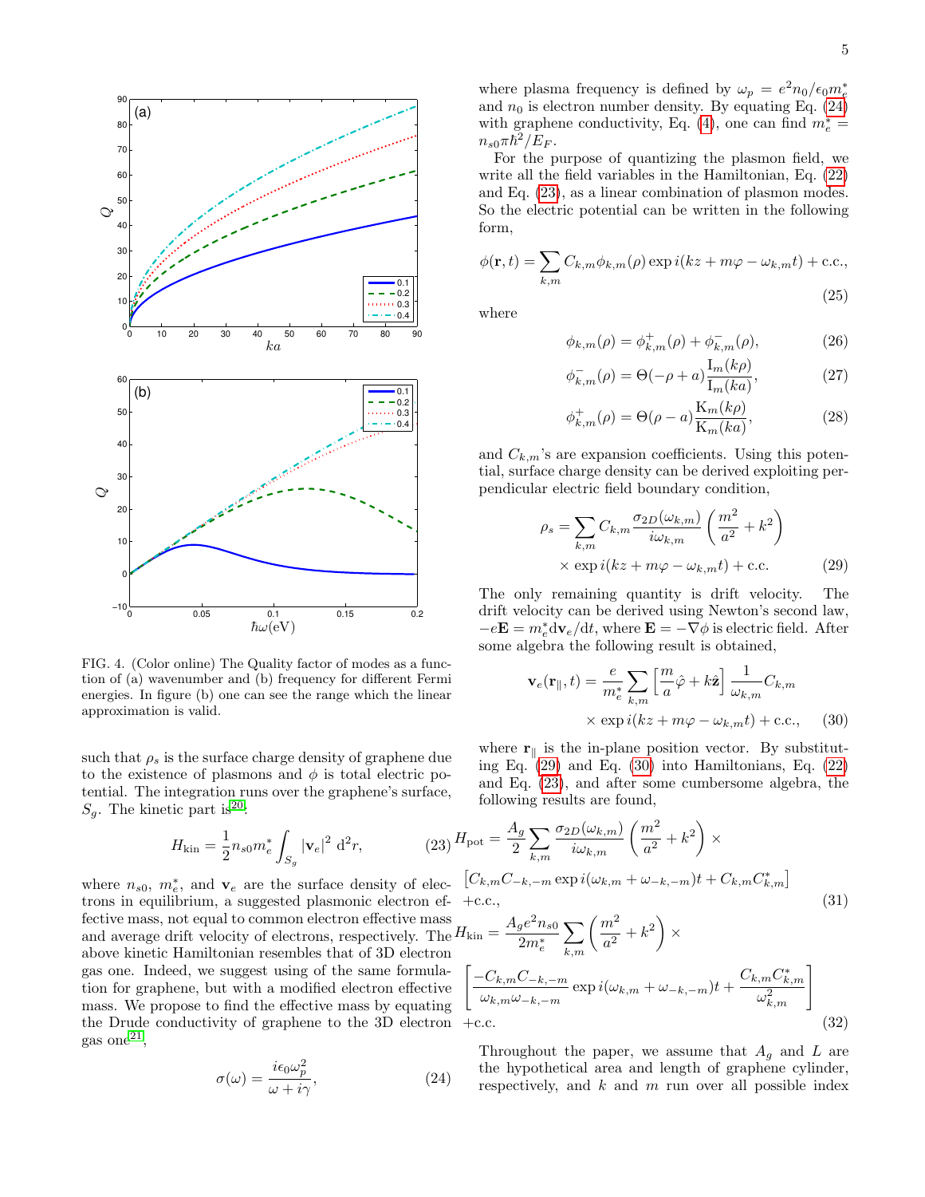FIG. 4. (Color online) The Quality factor of modes as a function of (a) wavenumber and (b) frequency for different Fermi energies. In figure (b) one can see the range which the linear approximation is valid.

such that $\rho_s$ is the surface charge density of graphene due to the existence of plasmons and $\phi$ is total electric potential. The integration runs over the graphene's surface, $S_g$. The kinetic part is[20]:

$$H_{\text{kin}} = \frac{1}{2} n_{s0} m_e^* \int_{S_g} |\mathbf{v}_e|^2 \, \mathrm{d}^2 r, \tag{23}$$

where $n_{s0}$, $m_e^*$, and $\mathbf{v}_e$ are the surface density of electrons in equilibrium, a suggested plasmonic electron effective mass, not equal to common electron effective mass and average drift velocity of electrons, respectively. The above kinetic Hamiltonian resembles that of 3D electron gas one. Indeed, we suggest using of the same formulation for graphene, but with a modified electron effective mass. We propose to find the effective mass by equating the Drude conductivity of graphene to the 3D electron gas one[21],

$$\sigma(\omega) = \frac{i\epsilon_0 \omega_p^2}{\omega + i\gamma}, \tag{24}$$

where plasma frequency is defined by $\omega_p = e^2 n_0/\epsilon_0 m_e^*$ and $n_0$ is electron number density. By equating Eq. (24) with graphene conductivity, Eq. (4), one can find $m_e^* = n_{s0}\pi\hbar^2/E_F$.

For the purpose of quantizing the plasmon field, we write all the field variables in the Hamiltonian, Eq. (22) and Eq. (23), as a linear combination of plasmon modes. So the electric potential can be written in the following form,

$$\phi(\mathbf{r}, t) = \sum_{k,m} C_{k,m} \phi_{k,m}(\rho) \exp i(kz + m\varphi - \omega_{k,m} t) + \text{c.c.}, \tag{25}$$

where

$$\phi_{k,m}(\rho) = \phi^+_{k,m}(\rho) + \phi^-_{k,m}(\rho), \tag{26}$$

$$\phi^-_{k,m}(\rho) = \Theta(-\rho + a)\frac{\mathrm{I}_m(k\rho)}{\mathrm{I}_m(ka)}, \tag{27}$$

$$\phi^+_{k,m}(\rho) = \Theta(\rho - a)\frac{\mathrm{K}_m(k\rho)}{\mathrm{K}_m(ka)}, \tag{28}$$

and $C_{k,m}$'s are expansion coefficients. Using this potential, surface charge density can be derived exploiting perpendicular electric field boundary condition,

$$\rho_s = \sum_{k,m} C_{k,m} \frac{\sigma_{2D}(\omega_{k,m})}{i\omega_{k,m}} \left(\frac{m^2}{a^2} + k^2\right) \times \exp i(kz + m\varphi - \omega_{k,m} t) + \text{c.c.} \tag{29}$$

The only remaining quantity is drift velocity. The drift velocity can be derived using Newton's second law, $-e\mathbf{E} = m_e^* \mathrm{d}\mathbf{v}_e/\mathrm{d}t$, where $\mathbf{E} = -\nabla\phi$ is electric field. After some algebra the following result is obtained,

$$\mathbf{v}_e(\mathbf{r}_\parallel, t) = \frac{e}{m_e^*} \sum_{k,m} \left[\frac{m}{a}\hat{\varphi} + k\hat{\mathbf{z}}\right] \frac{1}{\omega_{k,m}} C_{k,m} \times \exp i(kz + m\varphi - \omega_{k,m} t) + \text{c.c.}, \tag{30}$$

where $\mathbf{r}_\parallel$ is the in-plane position vector. By substituting Eq. (29) and Eq. (30) into Hamiltonians, Eq. (22) and Eq. (23), and after some cumbersome algebra, the following results are found,

$$H_{\text{pot}} = \frac{A_g}{2} \sum_{k,m} \frac{\sigma_{2D}(\omega_{k,m})}{i\omega_{k,m}} \left(\frac{m^2}{a^2} + k^2\right) \times \left[C_{k,m} C_{-k,-m} \exp i(\omega_{k,m} + \omega_{-k,-m})t + C_{k,m} C^*_{k,m}\right] + \text{c.c.}, \tag{31}$$

$$H_{\text{kin}} = \frac{A_g e^2 n_{s0}}{2m_e^*} \sum_{k,m} \left(\frac{m^2}{a^2} + k^2\right) \times \left[\frac{-C_{k,m} C_{-k,-m}}{\omega_{k,m}\omega_{-k,-m}} \exp i(\omega_{k,m} + \omega_{-k,-m})t + \frac{C_{k,m} C^*_{k,m}}{\omega^2_{k,m}}\right] + \text{c.c.} \tag{32}$$

Throughout the paper, we assume that $A_g$ and $L$ are the hypothetical area and length of graphene cylinder, respectively, and $k$ and $m$ run over all possible index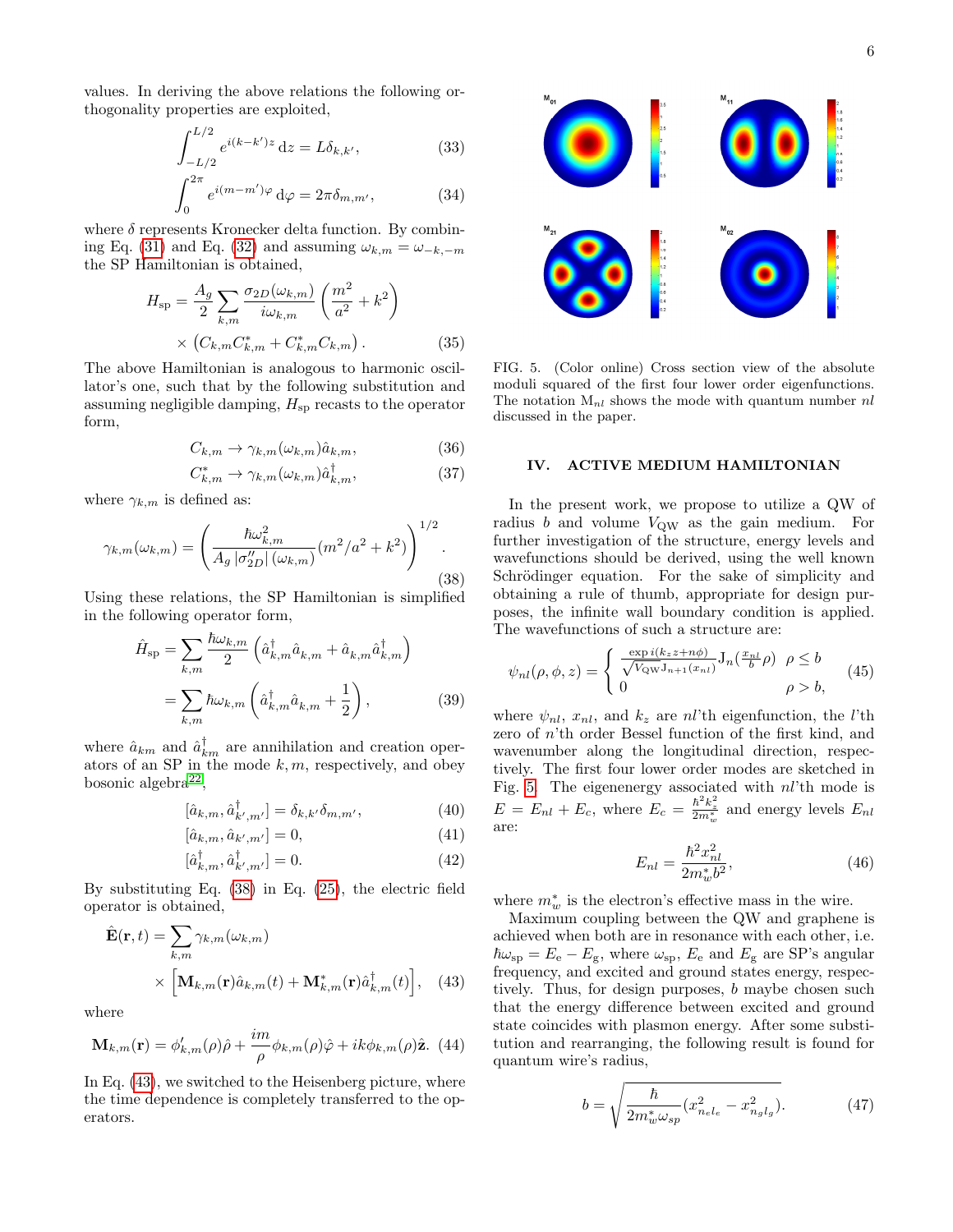values. In deriving the above relations the following orthogonality properties are exploited,

$$\int_{-L/2}^{L/2} e^{i(k-k')z}\,\mathrm{d}z = L\delta_{k,k'}, \tag{33}$$

$$\int_{0}^{2\pi} e^{i(m-m')\varphi}\,\mathrm{d}\varphi = 2\pi\delta_{m,m'}, \tag{34}$$

where $\delta$ represents Kronecker delta function. By combining Eq. (31) and Eq. (32) and assuming $\omega_{k,m} = \omega_{-k,-m}$ the SP Hamiltonian is obtained,

$$H_{\mathrm{sp}} = \frac{A_g}{2}\sum_{k,m}\frac{\sigma_{2D}(\omega_{k,m})}{i\omega_{k,m}}\left(\frac{m^2}{a^2}+k^2\right) \times \left(C_{k,m}C^*_{k,m} + C^*_{k,m}C_{k,m}\right). \tag{35}$$

The above Hamiltonian is analogous to harmonic oscillator's one, such that by the following substitution and assuming negligible damping, $H_{\mathrm{sp}}$ recasts to the operator form,

$$C_{k,m} \to \gamma_{k,m}(\omega_{k,m})\hat{a}_{k,m}, \tag{36}$$

$$C^*_{k,m} \to \gamma_{k,m}(\omega_{k,m})\hat{a}^\dagger_{k,m}, \tag{37}$$

where $\gamma_{k,m}$ is defined as:

$$\gamma_{k,m}(\omega_{k,m}) = \left(\frac{\hbar\omega^2_{k,m}}{A_g\,|\sigma''_{2D}|\,(\omega_{k,m})}(m^2/a^2+k^2)\right)^{1/2}. \tag{38}$$

Using these relations, the SP Hamiltonian is simplified in the following operator form,

$$\hat{H}_{\mathrm{sp}} = \sum_{k,m}\frac{\hbar\omega_{k,m}}{2}\left(\hat{a}^\dagger_{k,m}\hat{a}_{k,m} + \hat{a}_{k,m}\hat{a}^\dagger_{k,m}\right) = \sum_{k,m}\hbar\omega_{k,m}\left(\hat{a}^\dagger_{k,m}\hat{a}_{k,m} + \frac{1}{2}\right), \tag{39}$$

where $\hat{a}_{km}$ and $\hat{a}^\dagger_{km}$ are annihilation and creation operators of an SP in the mode $k, m$, respectively, and obey bosonic algebra[22],

$$[\hat{a}_{k,m}, \hat{a}^\dagger_{k',m'}] = \delta_{k,k'}\delta_{m,m'}, \tag{40}$$

$$[\hat{a}_{k,m}, \hat{a}_{k',m'}] = 0, \tag{41}$$

$$[\hat{a}^\dagger_{k,m}, \hat{a}^\dagger_{k',m'}] = 0. \tag{42}$$

By substituting Eq. (38) in Eq. (25), the electric field operator is obtained,

$$\hat{\mathbf{E}}(\mathbf{r},t) = \sum_{k,m}\gamma_{k,m}(\omega_{k,m}) \times \Big[\mathbf{M}_{k,m}(\mathbf{r})\hat{a}_{k,m}(t) + \mathbf{M}^*_{k,m}(\mathbf{r})\hat{a}^\dagger_{k,m}(t)\Big], \tag{43}$$

where

$$\mathbf{M}_{k,m}(\mathbf{r}) = \phi'_{k,m}(\rho)\hat{\rho} + \frac{im}{\rho}\phi_{k,m}(\rho)\hat{\varphi} + ik\phi_{k,m}(\rho)\hat{\mathbf{z}}. \tag{44}$$

In Eq. (43), we switched to the Heisenberg picture, where the time dependence is completely transferred to the operators.

FIG. 5. (Color online) Cross section view of the absolute moduli squared of the first four lower order eigenfunctions. The notation $\mathrm{M}_{nl}$ shows the mode with quantum number $nl$ discussed in the paper.

## IV. ACTIVE MEDIUM HAMILTONIAN

In the present work, we propose to utilize a QW of radius $b$ and volume $V_{\mathrm{QW}}$ as the gain medium. For further investigation of the structure, energy levels and wavefunctions should be derived, using the well known Schrödinger equation. For the sake of simplicity and obtaining a rule of thumb, appropriate for design purposes, the infinite wall boundary condition is applied. The wavefunctions of such a structure are:

$$\psi_{nl}(\rho,\phi,z) = \begin{cases} \frac{\exp i(k_z z + n\phi)}{\sqrt{V_{\mathrm{QW}}}\mathrm{J}_{n+1}(x_{nl})}\mathrm{J}_n(\frac{x_{nl}}{b}\rho) & \rho \le b \\ 0 & \rho > b, \end{cases} \tag{45}$$

where $\psi_{nl}$, $x_{nl}$, and $k_z$ are $nl$'th eigenfunction, the $l$'th zero of $n$'th order Bessel function of the first kind, and wavenumber along the longitudinal direction, respectively. The first four lower order modes are sketched in Fig. 5. The eigenenergy associated with $nl$'th mode is $E = E_{nl} + E_c$, where $E_c = \frac{\hbar^2 k_z^2}{2m^*_w}$ and energy levels $E_{nl}$ are:

$$E_{nl} = \frac{\hbar^2 x^2_{nl}}{2m^*_w b^2}, \tag{46}$$

where $m^*_w$ is the electron's effective mass in the wire.

Maximum coupling between the QW and graphene is achieved when both are in resonance with each other, i.e. $\hbar\omega_{\mathrm{sp}} = E_{\mathrm{e}} - E_{\mathrm{g}}$, where $\omega_{\mathrm{sp}}$, $E_{\mathrm{e}}$ and $E_{\mathrm{g}}$ are SP's angular frequency, and excited and ground states energy, respectively. Thus, for design purposes, $b$ maybe chosen such that the energy difference between excited and ground state coincides with plasmon energy. After some substitution and rearranging, the following result is found for quantum wire's radius,

$$b = \sqrt{\frac{\hbar}{2m^*_w\omega_{sp}}(x^2_{n_e l_e} - x^2_{n_g l_g})}. \tag{47}$$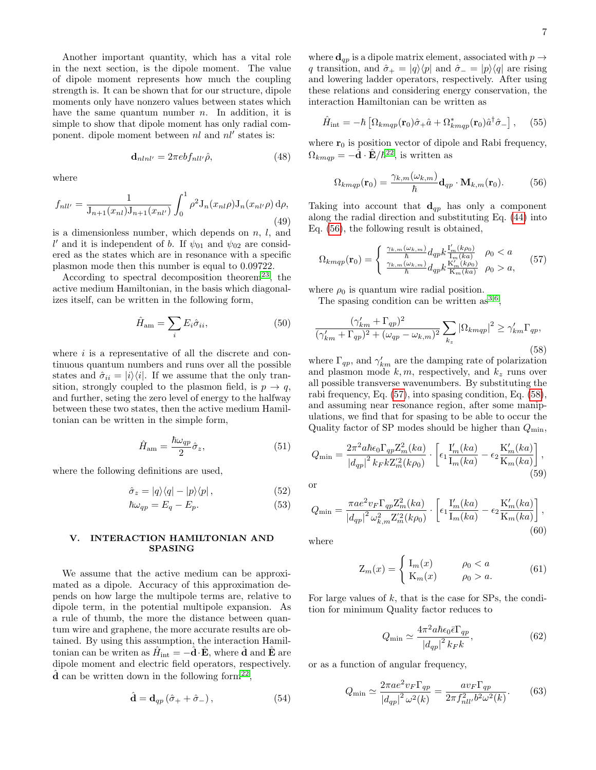Another important quantity, which has a vital role in the next section, is the dipole moment. The value of dipole moment represents how much the coupling strength is. It can be shown that for our structure, dipole moments only have nonzero values between states which have the same quantum number $n$. In addition, it is simple to show that dipole moment has only radial component. dipole moment between $nl$ and $nl'$ states is:

$$\mathbf{d}_{nlnl'} = 2\pi eb f_{nll'} \hat{\rho}, \tag{48}$$

where

$$f_{nll'} = \frac{1}{\mathrm{J}_{n+1}(x_{nl})\mathrm{J}_{n+1}(x_{nl'})} \int_0^1 \rho^2 \mathrm{J}_n(x_{nl}\rho)\mathrm{J}_n(x_{nl'}\rho)\,\mathrm{d}\rho, \tag{49}$$

is a dimensionless number, which depends on $n$, $l$, and $l'$ and it is independent of $b$. If $\psi_{01}$ and $\psi_{02}$ are considered as the states which are in resonance with a specific plasmon mode then this number is equal to 0.09722.

According to spectral decomposition theorem[23], the active medium Hamiltonian, in the basis which diagonalizes itself, can be written in the following form,

$$\hat{H}_{\mathrm{am}} = \sum_i E_i \hat{\sigma}_{ii}, \tag{50}$$

where $i$ is a representative of all the discrete and continuous quantum numbers and runs over all the possible states and $\hat{\sigma}_{ii} = |i\rangle\langle i|$. If we assume that the only transition, strongly coupled to the plasmon field, is $p \rightarrow q$, and further, seting the zero level of energy to the halfway between these two states, then the active medium Hamiltonian can be written in the simple form,

$$\hat{H}_{\mathrm{am}} = \frac{\hbar\omega_{qp}}{2}\hat{\sigma}_z, \tag{51}$$

where the following definitions are used,

$$\hat{\sigma}_z = |q\rangle\langle q| - |p\rangle\langle p|, \tag{52}$$

$$\hbar\omega_{qp} = E_q - E_p. \tag{53}$$

## V. INTERACTION HAMILTONIAN AND SPASING

We assume that the active medium can be approximated as a dipole. Accuracy of this approximation depends on how large the multipole terms are, relative to dipole term, in the potential multipole expansion. As a rule of thumb, the more the distance between quantum wire and graphene, the more accurate results are obtained. By using this assumption, the interaction Hamiltonian can be writen as $\hat{H}_{\mathrm{int}} = -\hat{\mathbf{d}}\cdot\hat{\mathbf{E}}$, where $\hat{\mathbf{d}}$ and $\hat{\mathbf{E}}$ are dipole moment and electric field operators, respectively. $\hat{\mathbf{d}}$ can be written down in the following form[22],

$$\hat{\mathbf{d}} = \mathbf{d}_{qp}\left(\hat{\sigma}_+ + \hat{\sigma}_-\right), \tag{54}$$

where $\mathbf{d}_{qp}$ is a dipole matrix element, associated with $p \rightarrow q$ transition, and $\hat{\sigma}_+ = |q\rangle\langle p|$ and $\hat{\sigma}_- = |p\rangle\langle q|$ are rising and lowering ladder operators, respectively. After using these relations and considering energy conservation, the interaction Hamiltonian can be written as

$$\hat{H}_{\mathrm{int}} = -\hbar\left[\Omega_{kmqp}(\mathbf{r}_0)\hat{\sigma}_+\hat{a} + \Omega^*_{kmqp}(\mathbf{r}_0)\hat{a}^\dagger\hat{\sigma}_-\right], \tag{55}$$

where $\mathbf{r}_0$ is position vector of dipole and Rabi frequency, $\Omega_{kmqp} = -\hat{\mathbf{d}}\cdot\hat{\mathbf{E}}/\hbar$[22], is written as

$$\Omega_{kmqp}(\mathbf{r}_0) = \frac{\gamma_{k,m}(\omega_{k,m})}{\hbar}\mathbf{d}_{qp}\cdot\mathbf{M}_{k,m}(\mathbf{r}_0). \tag{56}$$

Taking into account that $\mathbf{d}_{qp}$ has only a component along the radial direction and substituting Eq. (44) into Eq. (56), the following result is obtained,

$$\Omega_{kmqp}(\mathbf{r}_0) = \begin{cases} \frac{\gamma_{k,m}(\omega_{k,m})}{\hbar} d_{qp} k \frac{\mathrm{I}'_m(k\rho_0)}{\mathrm{I}_m(ka)} & \rho_0 < a \\ \frac{\gamma_{k,m}(\omega_{k,m})}{\hbar} d_{qp} k \frac{\mathrm{K}'_m(k\rho_0)}{\mathrm{K}_m(ka)} & \rho_0 > a, \end{cases} \tag{57}$$

where $\rho_0$ is quantum wire radial position.

The spasing condition can be written as[3,6],

$$\frac{(\gamma'_{km} + \Gamma_{qp})^2}{(\gamma'_{km} + \Gamma_{qp})^2 + (\omega_{qp} - \omega_{k,m})^2} \sum_{k_z} |\Omega_{kmqp}|^2 \geq \gamma'_{km}\Gamma_{qp}, \tag{58}$$

where $\Gamma_{qp}$, and $\gamma'_{km}$ are the damping rate of polarization and plasmon mode $k, m$, respectively, and $k_z$ runs over all possible transverse wavenumbers. By substituting the rabi frequency, Eq. (57), into spasing condition, Eq. (58), and assuming near resonance region, after some manipulations, we find that for spasing to be able to occur the Quality factor of SP modes should be higher than $Q_{\min}$,

$$Q_{\min} = \frac{2\pi^2 a\hbar\epsilon_0\Gamma_{qp}\mathrm{Z}^2_m(ka)}{|d_{qp}|^2 k_F k \mathrm{Z}'^2_m(k\rho_0)} \cdot \left[\epsilon_1\frac{\mathrm{I}'_m(ka)}{\mathrm{I}_m(ka)} - \epsilon_2\frac{\mathrm{K}'_m(ka)}{\mathrm{K}_m(ka)}\right], \tag{59}$$

or

$$Q_{\min} = \frac{\pi a e^2 v_F\Gamma_{qp}\mathrm{Z}^2_m(ka)}{|d_{qp}|^2 \omega^2_{k,m}\mathrm{Z}'^2_m(k\rho_0)} \cdot \left[\epsilon_1\frac{\mathrm{I}'_m(ka)}{\mathrm{I}_m(ka)} - \epsilon_2\frac{\mathrm{K}'_m(ka)}{\mathrm{K}_m(ka)}\right], \tag{60}$$

where

$$\mathrm{Z}_m(x) = \begin{cases} \mathrm{I}_m(x) & \rho_0 < a \\ \mathrm{K}_m(x) & \rho_0 > a. \end{cases} \tag{61}$$

For large values of $k$, that is the case for SPs, the condition for minimum Quality factor reduces to

$$Q_{\min} \simeq \frac{4\pi^2 a\hbar\epsilon_0\bar{\epsilon}\Gamma_{qp}}{|d_{qp}|^2 k_F k}, \tag{62}$$

or as a function of angular frequency,

$$Q_{\min} \simeq \frac{2\pi a e^2 v_F\Gamma_{qp}}{|d_{qp}|^2\omega^2(k)} = \frac{a v_F\Gamma_{qp}}{2\pi f^2_{nll'} b^2\omega^2(k)}. \tag{63}$$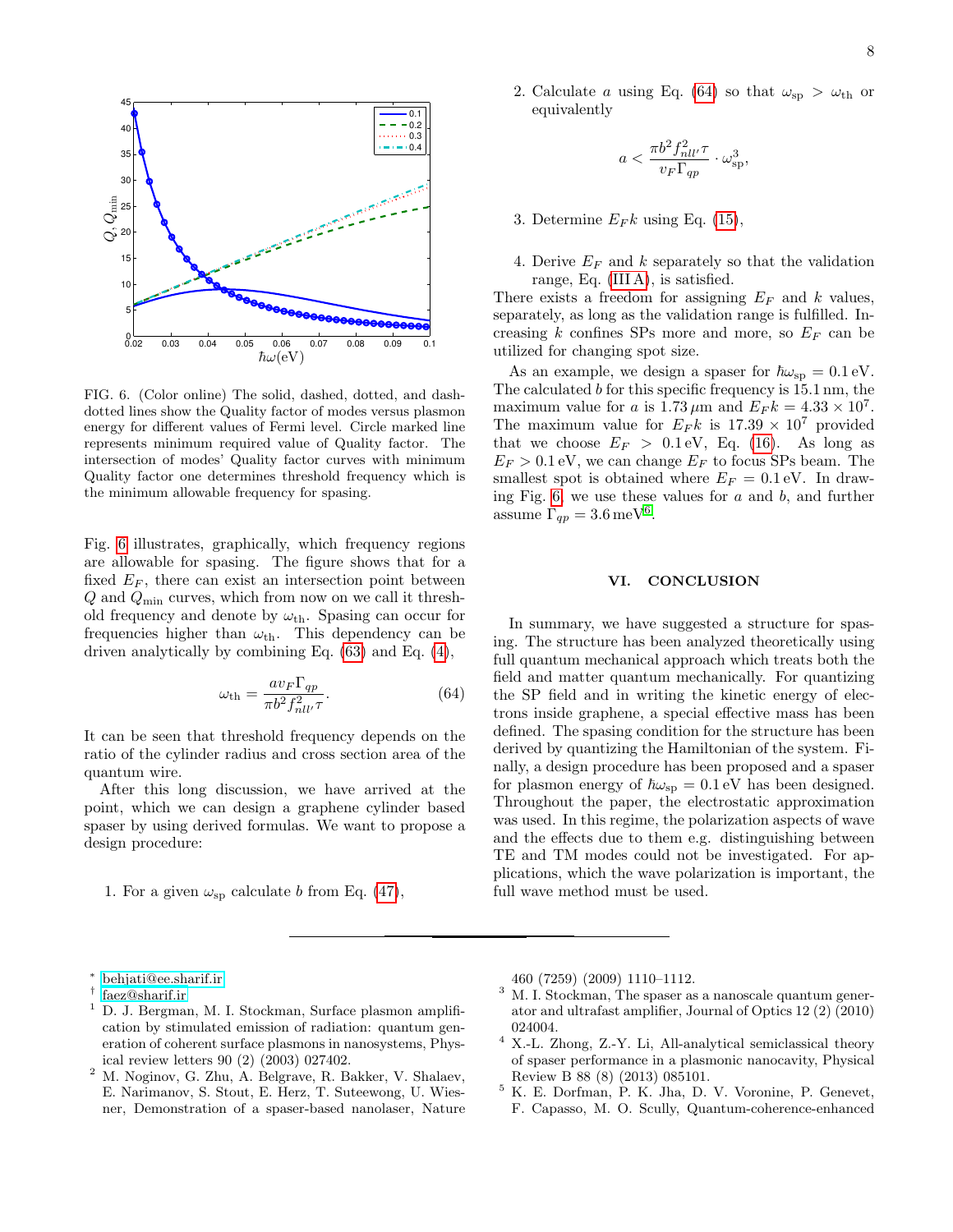FIG. 6. (Color online) The solid, dashed, dotted, and dash-dotted lines show the Quality factor of modes versus plasmon energy for different values of Fermi level. Circle marked line represents minimum required value of Quality factor. The intersection of modes' Quality factor curves with minimum Quality factor one determines threshold frequency which is the minimum allowable frequency for spasing.

Fig. 6 illustrates, graphically, which frequency regions are allowable for spasing. The figure shows that for a fixed $E_F$, there can exist an intersection point between $Q$ and $Q_{\min}$ curves, which from now on we call it threshold frequency and denote by $\omega_{\text{th}}$. Spasing can occur for frequencies higher than $\omega_{\text{th}}$. This dependency can be driven analytically by combining Eq. (63) and Eq. (4),

$$\omega_{\text{th}} = \frac{a v_F \Gamma_{qp}}{\pi b^2 f_{nll'}^2 \tau}. \tag{64}$$

It can be seen that threshold frequency depends on the ratio of the cylinder radius and cross section area of the quantum wire.

After this long discussion, we have arrived at the point, which we can design a graphene cylinder based spaser by using derived formulas. We want to propose a design procedure:

1. For a given $\omega_{\text{sp}}$ calculate $b$ from Eq. (47),
2. Calculate $a$ using Eq. (64) so that $\omega_{\text{sp}} > \omega_{\text{th}}$ or equivalently
$$a < \frac{\pi b^2 f_{nll'}^2 \tau}{v_F \Gamma_{qp}} \cdot \omega_{\text{sp}}^3,$$
3. Determine $E_F k$ using Eq. (15),
4. Derive $E_F$ and $k$ separately so that the validation range, Eq. (III A), is satisfied.

There exists a freedom for assigning $E_F$ and $k$ values, separately, as long as the validation range is fulfilled. Increasing $k$ confines SPs more and more, so $E_F$ can be utilized for changing spot size.

As an example, we design a spaser for $\hbar\omega_{\text{sp}} = 0.1\,\text{eV}$. The calculated $b$ for this specific frequency is 15.1 nm, the maximum value for $a$ is 1.73 μm and $E_F k = 4.33 \times 10^7$. The maximum value for $E_F k$ is $17.39 \times 10^7$ provided that we choose $E_F > 0.1\,\text{eV}$, Eq. (16). As long as $E_F > 0.1\,\text{eV}$, we can change $E_F$ to focus SPs beam. The smallest spot is obtained where $E_F = 0.1\,\text{eV}$. In drawing Fig. 6, we use these values for $a$ and $b$, and further assume $\Gamma_{qp} = 3.6\,\text{meV}$[6].

## VI. CONCLUSION

In summary, we have suggested a structure for spasing. The structure has been analyzed theoretically using full quantum mechanical approach which treats both the field and matter quantum mechanically. For quantizing the SP field and in writing the kinetic energy of electrons inside graphene, a special effective mass has been defined. The spasing condition for the structure has been derived by quantizing the Hamiltonian of the system. Finally, a design procedure has been proposed and a spaser for plasmon energy of $\hbar\omega_{\text{sp}} = 0.1\,\text{eV}$ has been designed. Throughout the paper, the electrostatic approximation was used. In this regime, the polarization aspects of wave and the effects due to them e.g. distinguishing between TE and TM modes could not be investigated. For applications, which the wave polarization is important, the full wave method must be used.

---

* behjati@ee.sharif.ir
† faez@sharif.ir

[1] D. J. Bergman, M. I. Stockman, Surface plasmon amplification by stimulated emission of radiation: quantum generation of coherent surface plasmons in nanosystems, Physical review letters 90 (2) (2003) 027402.

[2] M. Noginov, G. Zhu, A. Belgrave, R. Bakker, V. Shalaev, E. Narimanov, S. Stout, E. Herz, T. Suteewong, U. Wiesner, Demonstration of a spaser-based nanolaser, Nature 460 (7259) (2009) 1110–1112.

[3] M. I. Stockman, The spaser as a nanoscale quantum generator and ultrafast amplifier, Journal of Optics 12 (2) (2010) 024004.

[4] X.-L. Zhong, Z.-Y. Li, All-analytical semiclassical theory of spaser performance in a plasmonic nanocavity, Physical Review B 88 (8) (2013) 085101.

[5] K. E. Dorfman, P. K. Jha, D. V. Voronine, P. Genevet, F. Capasso, M. O. Scully, Quantum-coherence-enhanced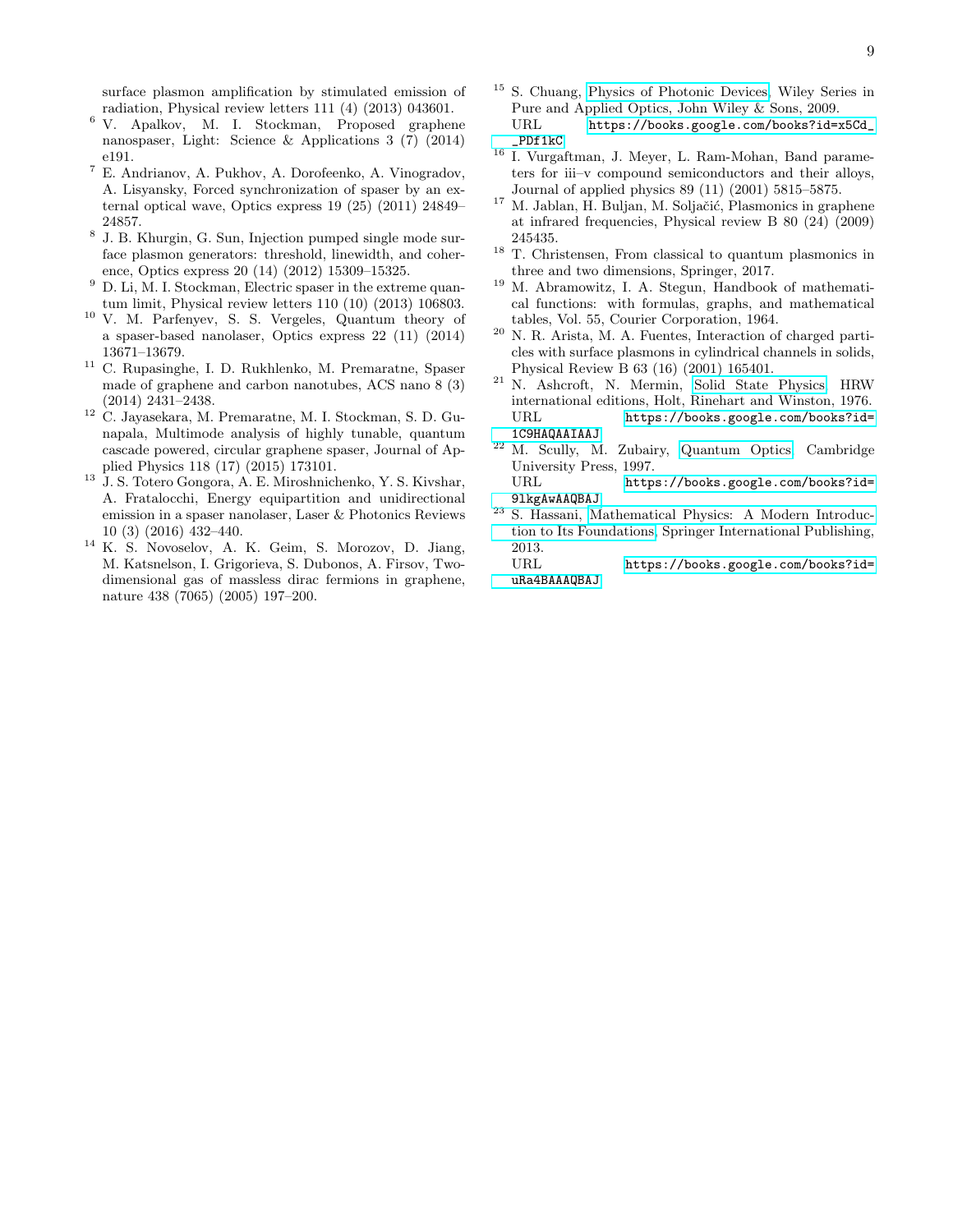surface plasmon amplification by stimulated emission of radiation, Physical review letters 111 (4) (2013) 043601.

[6] V. Apalkov, M. I. Stockman, Proposed graphene nanospaser, Light: Science & Applications 3 (7) (2014) e191.

[7] E. Andrianov, A. Pukhov, A. Dorofeenko, A. Vinogradov, A. Lisyansky, Forced synchronization of spaser by an external optical wave, Optics express 19 (25) (2011) 24849–24857.

[8] J. B. Khurgin, G. Sun, Injection pumped single mode surface plasmon generators: threshold, linewidth, and coherence, Optics express 20 (14) (2012) 15309–15325.

[9] D. Li, M. I. Stockman, Electric spaser in the extreme quantum limit, Physical review letters 110 (10) (2013) 106803.

[10] V. M. Parfenyev, S. S. Vergeles, Quantum theory of a spaser-based nanolaser, Optics express 22 (11) (2014) 13671–13679.

[11] C. Rupasinghe, I. D. Rukhlenko, M. Premaratne, Spaser made of graphene and carbon nanotubes, ACS nano 8 (3) (2014) 2431–2438.

[12] C. Jayasekara, M. Premaratne, M. I. Stockman, S. D. Gunapala, Multimode analysis of highly tunable, quantum cascade powered, circular graphene spaser, Journal of Applied Physics 118 (17) (2015) 173101.

[13] J. S. Totero Gongora, A. E. Miroshnichenko, Y. S. Kivshar, A. Fratalocchi, Energy equipartition and unidirectional emission in a spaser nanolaser, Laser & Photonics Reviews 10 (3) (2016) 432–440.

[14] K. S. Novoselov, A. K. Geim, S. Morozov, D. Jiang, M. Katsnelson, I. Grigorieva, S. Dubonos, A. Firsov, Two-dimensional gas of massless dirac fermions in graphene, nature 438 (7065) (2005) 197–200.

[15] S. Chuang, Physics of Photonic Devices, Wiley Series in Pure and Applied Optics, John Wiley & Sons, 2009. URL https://books.google.com/books?id=x5Cd__PDf1kC

[16] I. Vurgaftman, J. Meyer, L. Ram-Mohan, Band parameters for iii–v compound semiconductors and their alloys, Journal of applied physics 89 (11) (2001) 5815–5875.

[17] M. Jablan, H. Buljan, M. Soljačić, Plasmonics in graphene at infrared frequencies, Physical review B 80 (24) (2009) 245435.

[18] T. Christensen, From classical to quantum plasmonics in three and two dimensions, Springer, 2017.

[19] M. Abramowitz, I. A. Stegun, Handbook of mathematical functions: with formulas, graphs, and mathematical tables, Vol. 55, Courier Corporation, 1964.

[20] N. R. Arista, M. A. Fuentes, Interaction of charged particles with surface plasmons in cylindrical channels in solids, Physical Review B 63 (16) (2001) 165401.

[21] N. Ashcroft, N. Mermin, Solid State Physics, HRW international editions, Holt, Rinehart and Winston, 1976. URL https://books.google.com/books?id=1C9HAQAAIAAJ

[22] M. Scully, M. Zubairy, Quantum Optics, Cambridge University Press, 1997. URL https://books.google.com/books?id=9lkgAwAAQBAJ

[23] S. Hassani, Mathematical Physics: A Modern Introduction to Its Foundations, Springer International Publishing, 2013. URL https://books.google.com/books?id=uRa4BAAAQBAJ